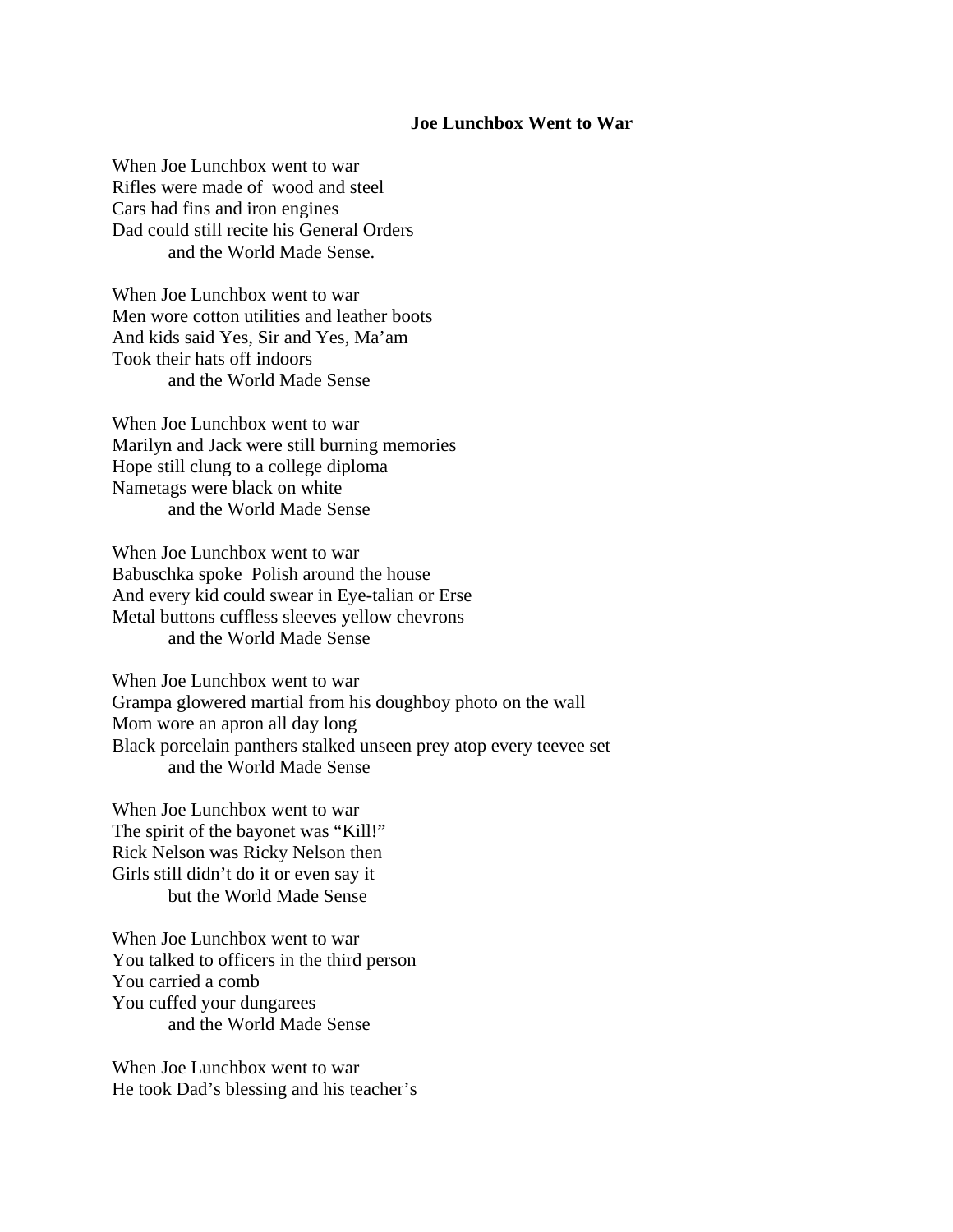**Joe Lunchbox Went to War**

When Joe Lunchbox went to war  
Rifles were made of  wood and steel  
Cars had fins and iron engines  
Dad could still recite his General Orders  
          and the World Made Sense.

When Joe Lunchbox went to war  
Men wore cotton utilities and leather boots  
And kids said Yes, Sir and Yes, Ma'am  
Took their hats off indoors  
          and the World Made Sense

When Joe Lunchbox went to war  
Marilyn and Jack were still burning memories  
Hope still clung to a college diploma  
Nametags were black on white  
          and the World Made Sense

When Joe Lunchbox went to war  
Babuschka spoke  Polish around the house  
And every kid could swear in Eye-talian or Erse  
Metal buttons cuffless sleeves yellow chevrons  
          and the World Made Sense

When Joe Lunchbox went to war  
Grampa glowered martial from his doughboy photo on the wall  
Mom wore an apron all day long  
Black porcelain panthers stalked unseen prey atop every teevee set  
          and the World Made Sense

When Joe Lunchbox went to war  
The spirit of the bayonet was "Kill!"  
Rick Nelson was Ricky Nelson then  
Girls still didn't do it or even say it  
          but the World Made Sense

When Joe Lunchbox went to war  
You talked to officers in the third person  
You carried a comb  
You cuffed your dungarees  
          and the World Made Sense

When Joe Lunchbox went to war  
He took Dad's blessing and his teacher's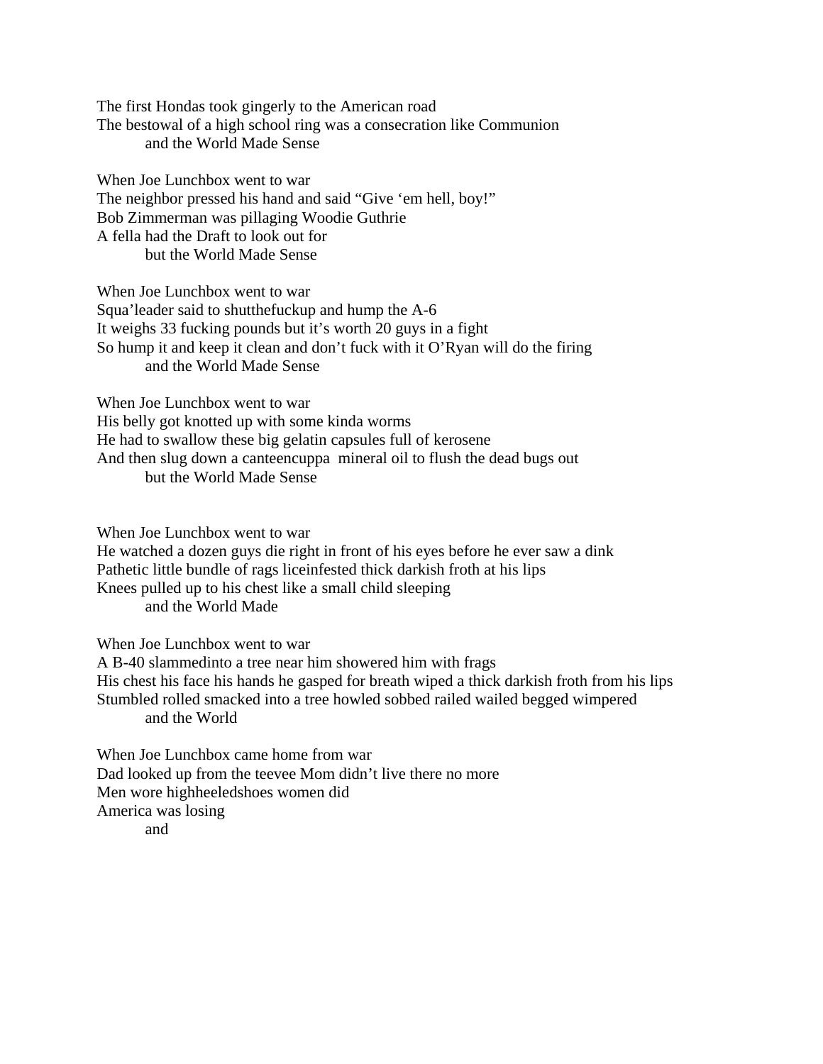The first Hondas took gingerly to the American road
The bestowal of a high school ring was a consecration like Communion
    and the World Made Sense

When Joe Lunchbox went to war
The neighbor pressed his hand and said "Give 'em hell, boy!"
Bob Zimmerman was pillaging Woodie Guthrie
A fella had the Draft to look out for
    but the World Made Sense

When Joe Lunchbox went to war
Squa'leader said to shutthefuckup and hump the A-6
It weighs 33 fucking pounds but it's worth 20 guys in a fight
So hump it and keep it clean and don't fuck with it O'Ryan will do the firing
    and the World Made Sense

When Joe Lunchbox went to war
His belly got knotted up with some kinda worms
He had to swallow these big gelatin capsules full of kerosene
And then slug down a canteencuppa  mineral oil to flush the dead bugs out
    but the World Made Sense

When Joe Lunchbox went to war
He watched a dozen guys die right in front of his eyes before he ever saw a dink
Pathetic little bundle of rags liceinfested thick darkish froth at his lips
Knees pulled up to his chest like a small child sleeping
    and the World Made

When Joe Lunchbox went to war
A B-40 slammedinto a tree near him showered him with frags
His chest his face his hands he gasped for breath wiped a thick darkish froth from his lips
Stumbled rolled smacked into a tree howled sobbed railed wailed begged wimpered
    and the World

When Joe Lunchbox came home from war
Dad looked up from the teevee Mom didn't live there no more
Men wore highheeledshoes women did
America was losing
    and